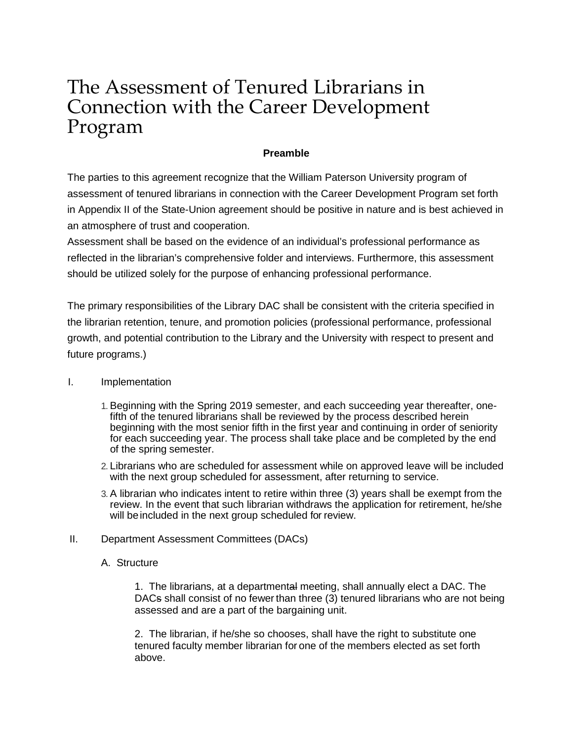# The Assessment of Tenured Librarians in Connection with the Career Development Program

**Preamble**

The parties to this agreement recognize that the William Paterson University program of assessment of tenured librarians in connection with the Career Development Program set forth in Appendix II of the State-Union agreement should be positive in nature and is best achieved in an atmosphere of trust and cooperation.
Assessment shall be based on the evidence of an individual's professional performance as reflected in the librarian's comprehensive folder and interviews. Furthermore, this assessment should be utilized solely for the purpose of enhancing professional performance.

The primary responsibilities of the Library DAC shall be consistent with the criteria specified in the librarian retention, tenure, and promotion policies (professional performance, professional growth, and potential contribution to the Library and the University with respect to present and future programs.)

I. Implementation

1. Beginning with the Spring 2019 semester, and each succeeding year thereafter, one-fifth of the tenured librarians shall be reviewed by the process described herein beginning with the most senior fifth in the first year and continuing in order of seniority for each succeeding year. The process shall take place and be completed by the end of the spring semester.
2. Librarians who are scheduled for assessment while on approved leave will be included with the next group scheduled for assessment, after returning to service.
3. A librarian who indicates intent to retire within three (3) years shall be exempt from the review. In the event that such librarian withdraws the application for retirement, he/she will be included in the next group scheduled for review.

II. Department Assessment Committees (DACs)

A. Structure

1. The librarians, at a departmental meeting, shall annually elect a DAC. The DACs shall consist of no fewer than three (3) tenured librarians who are not being assessed and are a part of the bargaining unit.

2. The librarian, if he/she so chooses, shall have the right to substitute one tenured faculty member librarian for one of the members elected as set forth above.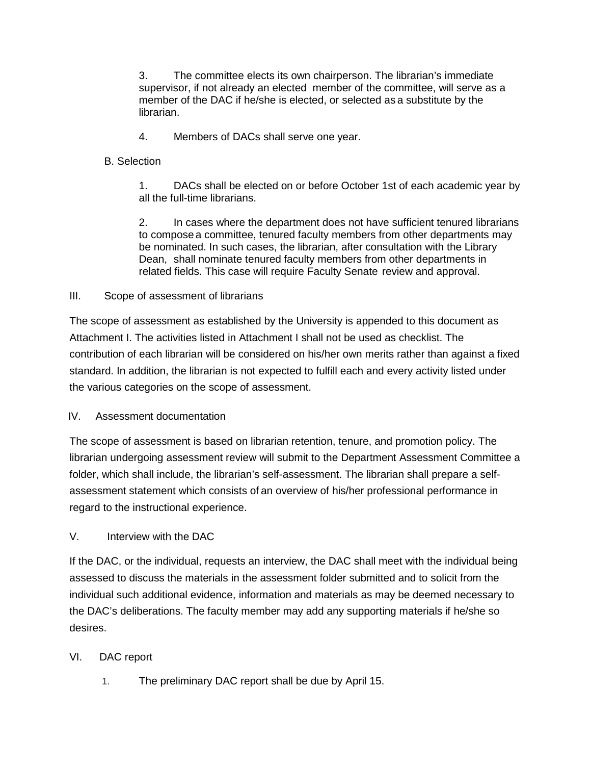3. The committee elects its own chairperson. The librarian's immediate supervisor, if not already an elected member of the committee, will serve as a member of the DAC if he/she is elected, or selected as a substitute by the librarian.

4. Members of DACs shall serve one year.

B. Selection

1. DACs shall be elected on or before October 1st of each academic year by all the full-time librarians.

2. In cases where the department does not have sufficient tenured librarians to compose a committee, tenured faculty members from other departments may be nominated. In such cases, the librarian, after consultation with the Library Dean, shall nominate tenured faculty members from other departments in related fields. This case will require Faculty Senate review and approval.

III. Scope of assessment of librarians

The scope of assessment as established by the University is appended to this document as Attachment I. The activities listed in Attachment I shall not be used as checklist. The contribution of each librarian will be considered on his/her own merits rather than against a fixed standard. In addition, the librarian is not expected to fulfill each and every activity listed under the various categories on the scope of assessment.

IV. Assessment documentation

The scope of assessment is based on librarian retention, tenure, and promotion policy. The librarian undergoing assessment review will submit to the Department Assessment Committee a folder, which shall include, the librarian's self-assessment. The librarian shall prepare a self-assessment statement which consists of an overview of his/her professional performance in regard to the instructional experience.

V. Interview with the DAC

If the DAC, or the individual, requests an interview, the DAC shall meet with the individual being assessed to discuss the materials in the assessment folder submitted and to solicit from the individual such additional evidence, information and materials as may be deemed necessary to the DAC's deliberations. The faculty member may add any supporting materials if he/she so desires.

VI. DAC report

1. The preliminary DAC report shall be due by April 15.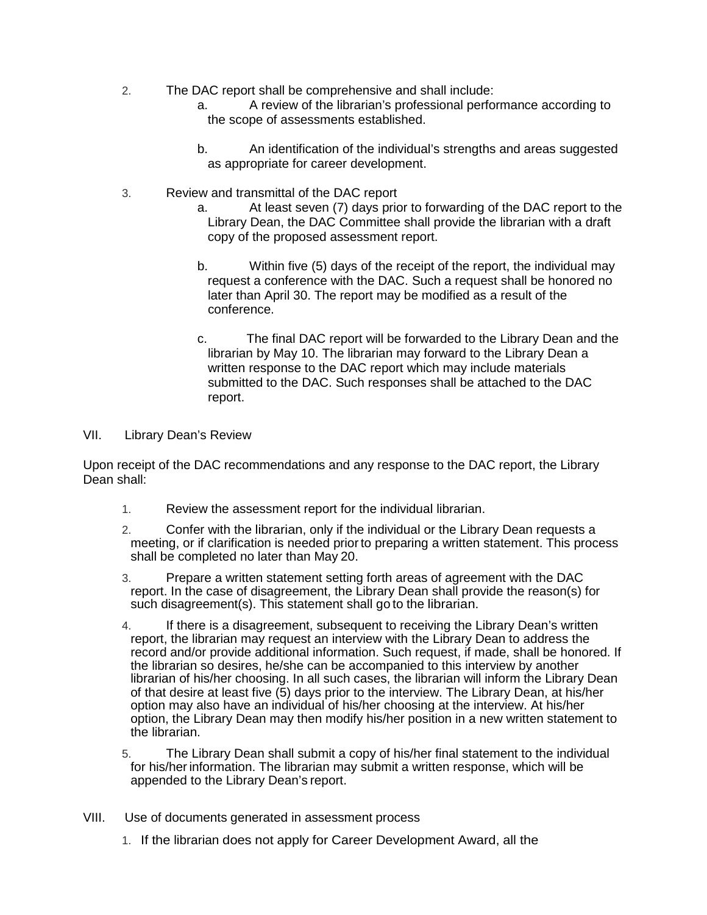2. The DAC report shall be comprehensive and shall include:
    a. A review of the librarian's professional performance according to the scope of assessments established.

    b. An identification of the individual's strengths and areas suggested as appropriate for career development.

3. Review and transmittal of the DAC report
    a. At least seven (7) days prior to forwarding of the DAC report to the Library Dean, the DAC Committee shall provide the librarian with a draft copy of the proposed assessment report.

    b. Within five (5) days of the receipt of the report, the individual may request a conference with the DAC. Such a request shall be honored no later than April 30. The report may be modified as a result of the conference.

    c. The final DAC report will be forwarded to the Library Dean and the librarian by May 10. The librarian may forward to the Library Dean a written response to the DAC report which may include materials submitted to the DAC. Such responses shall be attached to the DAC report.

## VII. Library Dean's Review

Upon receipt of the DAC recommendations and any response to the DAC report, the Library Dean shall:

1. Review the assessment report for the individual librarian.
2. Confer with the librarian, only if the individual or the Library Dean requests a meeting, or if clarification is needed prior to preparing a written statement. This process shall be completed no later than May 20.
3. Prepare a written statement setting forth areas of agreement with the DAC report. In the case of disagreement, the Library Dean shall provide the reason(s) for such disagreement(s). This statement shall go to the librarian.
4. If there is a disagreement, subsequent to receiving the Library Dean's written report, the librarian may request an interview with the Library Dean to address the record and/or provide additional information. Such request, if made, shall be honored. If the librarian so desires, he/she can be accompanied to this interview by another librarian of his/her choosing. In all such cases, the librarian will inform the Library Dean of that desire at least five (5) days prior to the interview. The Library Dean, at his/her option may also have an individual of his/her choosing at the interview. At his/her option, the Library Dean may then modify his/her position in a new written statement to the librarian.
5. The Library Dean shall submit a copy of his/her final statement to the individual for his/her information. The librarian may submit a written response, which will be appended to the Library Dean's report.

## VIII. Use of documents generated in assessment process

1. If the librarian does not apply for Career Development Award, all the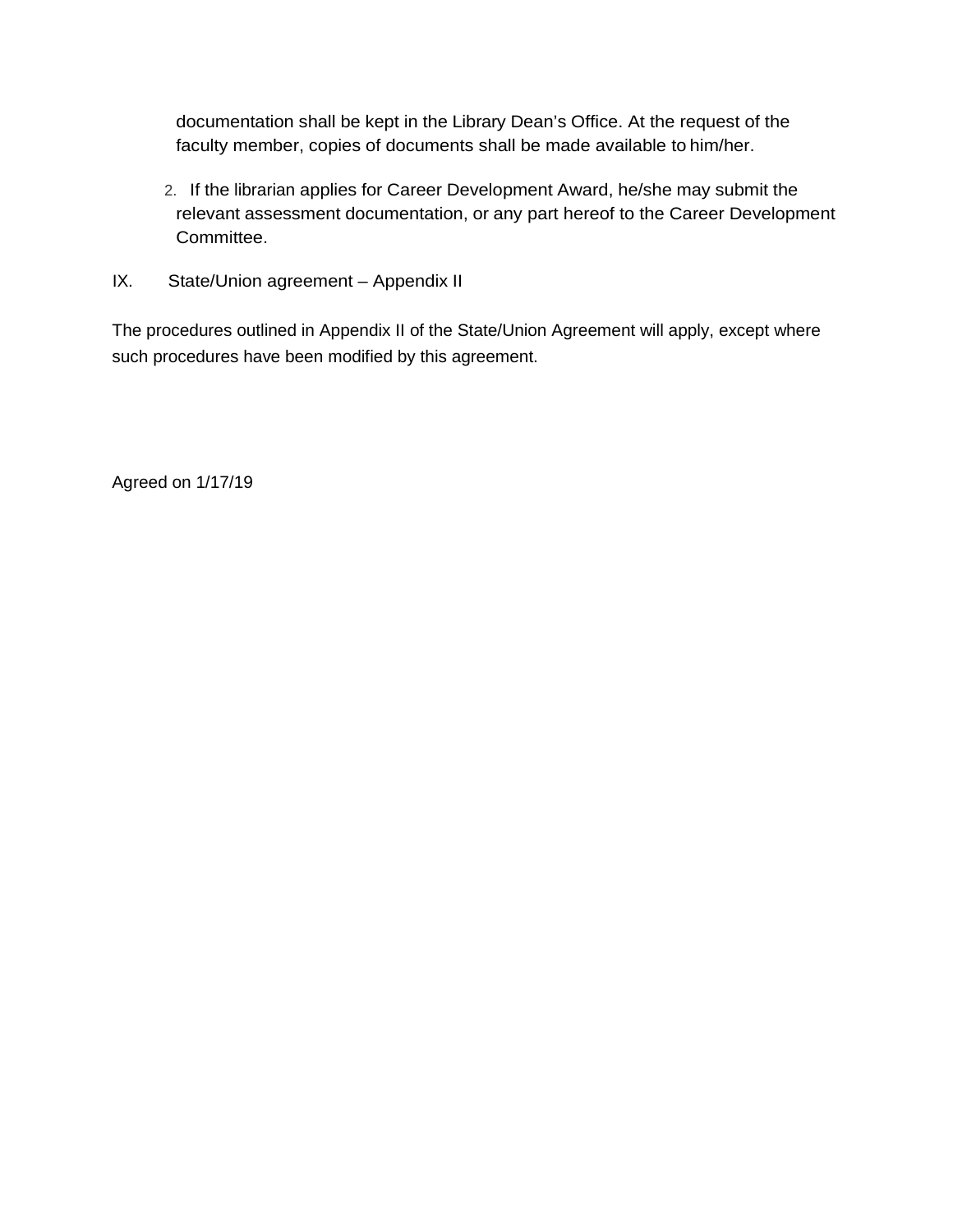documentation shall be kept in the Library Dean's Office. At the request of the faculty member, copies of documents shall be made available to him/her.

2. If the librarian applies for Career Development Award, he/she may submit the relevant assessment documentation, or any part hereof to the Career Development Committee.

## IX. State/Union agreement – Appendix II

The procedures outlined in Appendix II of the State/Union Agreement will apply, except where such procedures have been modified by this agreement.

Agreed on 1/17/19